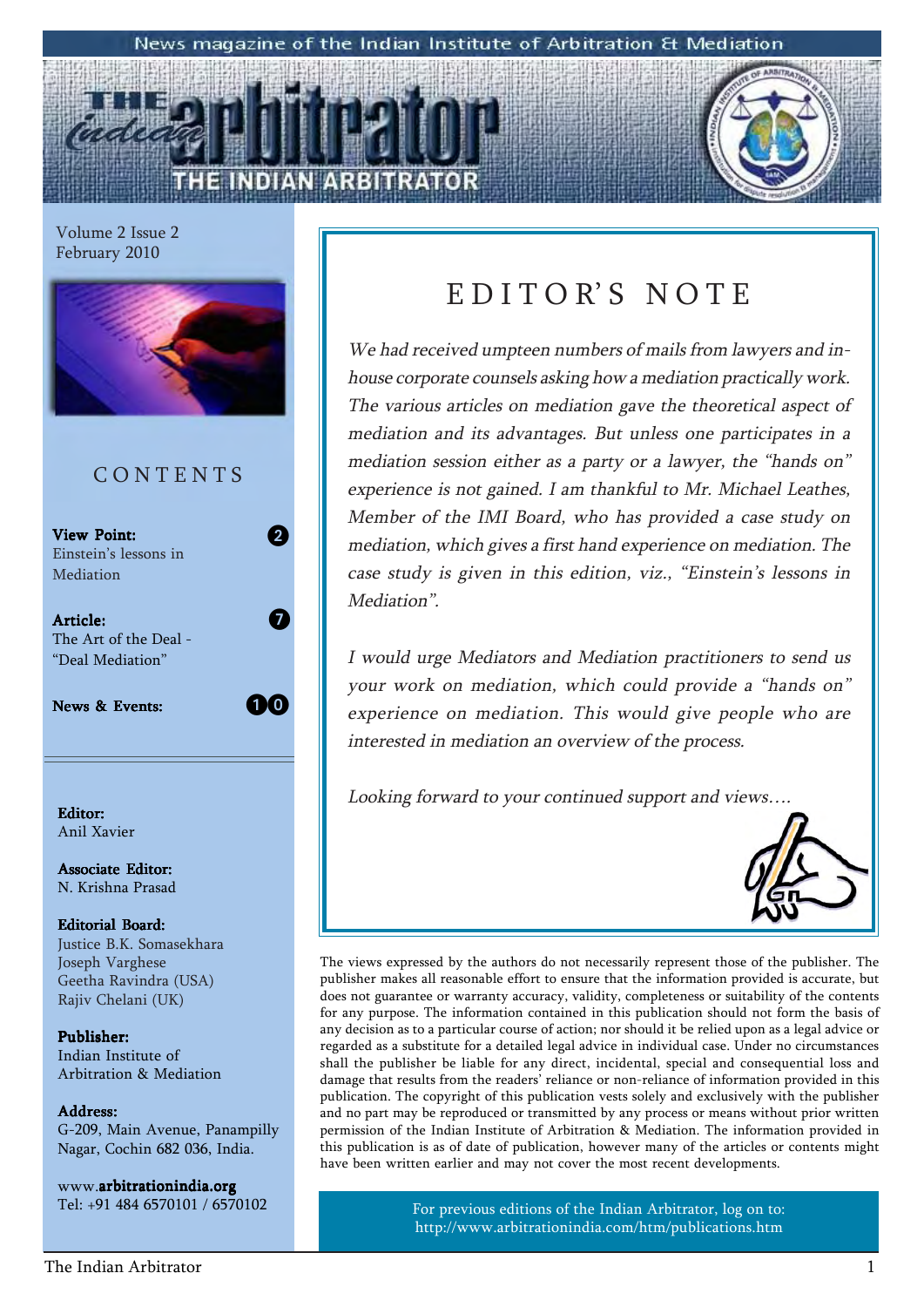News magazine of the Indian Institute of Arbitration & Mediation

# THE INDIAN ARBITRATOR

Volume 2 Issue 2
February 2010

## CONTENTS

**View Point:** 2
Einstein's lessons in Mediation

**Article:** 7
The Art of the Deal - "Deal Mediation"

**News & Events:** 10

**Editor:**
Anil Xavier

**Associate Editor:**
N. Krishna Prasad

**Editorial Board:**
Justice B.K. Somasekhara
Joseph Varghese
Geetha Ravindra (USA)
Rajiv Chelani (UK)

**Publisher:**
Indian Institute of Arbitration & Mediation

**Address:**
G-209, Main Avenue, Panampilly Nagar, Cochin 682 036, India.

www.**arbitrationindia.org**
Tel: +91 484 6570101 / 6570102

## EDITOR'S NOTE

*We had received umpteen numbers of mails from lawyers and in-house corporate counsels asking how a mediation practically work. The various articles on mediation gave the theoretical aspect of mediation and its advantages. But unless one participates in a mediation session either as a party or a lawyer, the "hands on" experience is not gained. I am thankful to Mr. Michael Leathes, Member of the IMI Board, who has provided a case study on mediation, which gives a first hand experience on mediation. The case study is given in this edition, viz., "Einstein's lessons in Mediation".*

*I would urge Mediators and Mediation practitioners to send us your work on mediation, which could provide a "hands on" experience on mediation. This would give people who are interested in mediation an overview of the process.*

*Looking forward to your continued support and views….*

The views expressed by the authors do not necessarily represent those of the publisher. The publisher makes all reasonable effort to ensure that the information provided is accurate, but does not guarantee or warranty accuracy, validity, completeness or suitability of the contents for any purpose. The information contained in this publication should not form the basis of any decision as to a particular course of action; nor should it be relied upon as a legal advice or regarded as a substitute for a detailed legal advice in individual case. Under no circumstances shall the publisher be liable for any direct, incidental, special and consequential loss and damage that results from the readers' reliance or non-reliance of information provided in this publication. The copyright of this publication vests solely and exclusively with the publisher and no part may be reproduced or transmitted by any process or means without prior written permission of the Indian Institute of Arbitration & Mediation. The information provided in this publication is as of date of publication, however many of the articles or contents might have been written earlier and may not cover the most recent developments.

For previous editions of the Indian Arbitrator, log on to: http://www.arbitrationindia.com/htm/publications.htm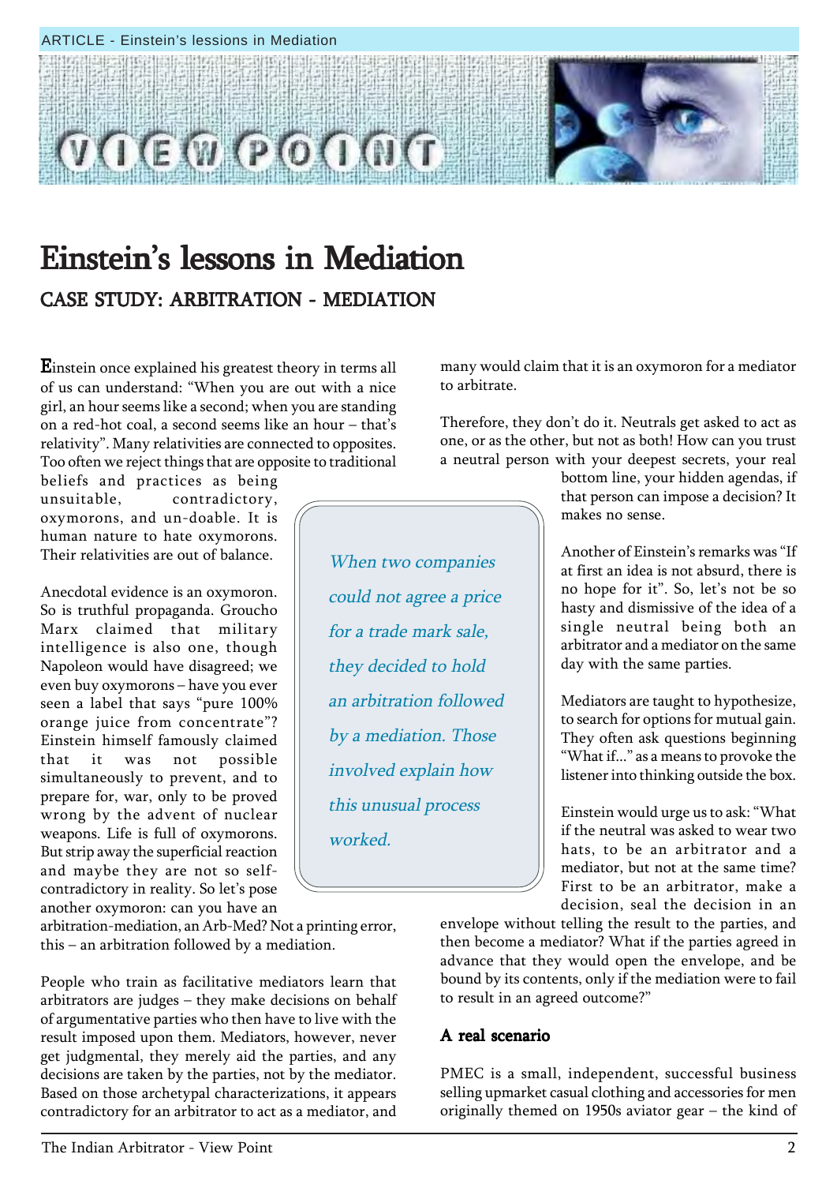# Einstein's lessons in Mediation

## CASE STUDY: ARBITRATION - MEDIATION

Einstein once explained his greatest theory in terms all of us can understand: "When you are out with a nice girl, an hour seems like a second; when you are standing on a red-hot coal, a second seems like an hour – that's relativity". Many relativities are connected to opposites. Too often we reject things that are opposite to traditional beliefs and practices as being unsuitable, contradictory, oxymorons, and un-doable. It is human nature to hate oxymorons. Their relativities are out of balance.

Anecdotal evidence is an oxymoron. So is truthful propaganda. Groucho Marx claimed that military intelligence is also one, though Napoleon would have disagreed; we even buy oxymorons – have you ever seen a label that says "pure 100% orange juice from concentrate"? Einstein himself famously claimed that it was not possible simultaneously to prevent, and to prepare for, war, only to be proved wrong by the advent of nuclear weapons. Life is full of oxymorons. But strip away the superficial reaction and maybe they are not so self-contradictory in reality. So let's pose another oxymoron: can you have an arbitration-mediation, an Arb-Med? Not a printing error, this – an arbitration followed by a mediation.

*When two companies could not agree a price for a trade mark sale, they decided to hold an arbitration followed by a mediation. Those involved explain how this unusual process worked.*

People who train as facilitative mediators learn that arbitrators are judges – they make decisions on behalf of argumentative parties who then have to live with the result imposed upon them. Mediators, however, never get judgmental, they merely aid the parties, and any decisions are taken by the parties, not by the mediator. Based on those archetypal characterizations, it appears contradictory for an arbitrator to act as a mediator, and many would claim that it is an oxymoron for a mediator to arbitrate.

Therefore, they don't do it. Neutrals get asked to act as one, or as the other, but not as both! How can you trust a neutral person with your deepest secrets, your real bottom line, your hidden agendas, if that person can impose a decision? It makes no sense.

Another of Einstein's remarks was "If at first an idea is not absurd, there is no hope for it". So, let's not be so hasty and dismissive of the idea of a single neutral being both an arbitrator and a mediator on the same day with the same parties.

Mediators are taught to hypothesize, to search for options for mutual gain. They often ask questions beginning "What if..." as a means to provoke the listener into thinking outside the box.

Einstein would urge us to ask: "What if the neutral was asked to wear two hats, to be an arbitrator and a mediator, but not at the same time? First to be an arbitrator, make a decision, seal the decision in an envelope without telling the result to the parties, and then become a mediator? What if the parties agreed in advance that they would open the envelope, and be bound by its contents, only if the mediation were to fail to result in an agreed outcome?"

### A real scenario

PMEC is a small, independent, successful business selling upmarket casual clothing and accessories for men originally themed on 1950s aviator gear – the kind of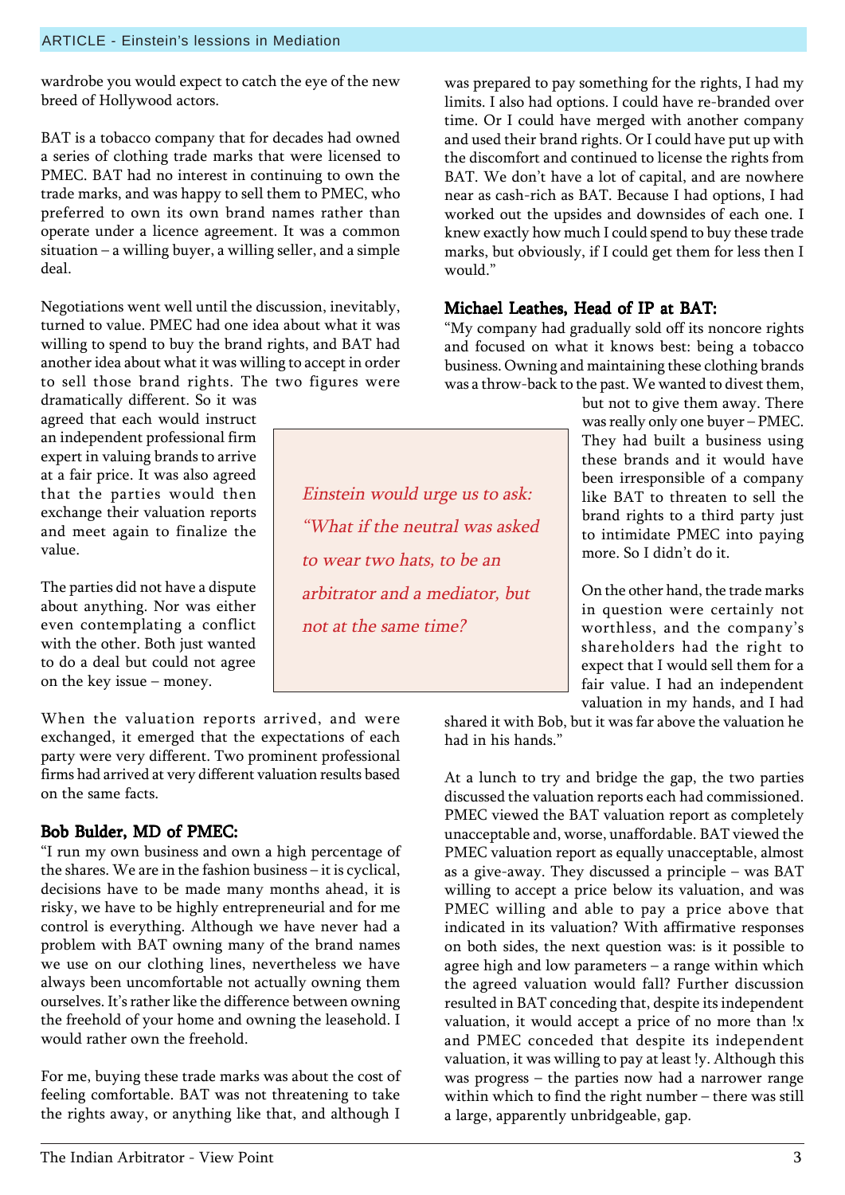wardrobe you would expect to catch the eye of the new breed of Hollywood actors.

BAT is a tobacco company that for decades had owned a series of clothing trade marks that were licensed to PMEC. BAT had no interest in continuing to own the trade marks, and was happy to sell them to PMEC, who preferred to own its own brand names rather than operate under a licence agreement. It was a common situation – a willing buyer, a willing seller, and a simple deal.

Negotiations went well until the discussion, inevitably, turned to value. PMEC had one idea about what it was willing to spend to buy the brand rights, and BAT had another idea about what it was willing to accept in order to sell those brand rights. The two figures were dramatically different. So it was agreed that each would instruct an independent professional firm expert in valuing brands to arrive at a fair price. It was also agreed that the parties would then exchange their valuation reports and meet again to finalize the value.

The parties did not have a dispute about anything. Nor was either even contemplating a conflict with the other. Both just wanted to do a deal but could not agree on the key issue – money.

> *Einstein would urge us to ask: "What if the neutral was asked to wear two hats, to be an arbitrator and a mediator, but not at the same time?*

When the valuation reports arrived, and were exchanged, it emerged that the expectations of each party were very different. Two prominent professional firms had arrived at very different valuation results based on the same facts.

### Bob Bulder, MD of PMEC:

"I run my own business and own a high percentage of the shares. We are in the fashion business – it is cyclical, decisions have to be made many months ahead, it is risky, we have to be highly entrepreneurial and for me control is everything. Although we have never had a problem with BAT owning many of the brand names we use on our clothing lines, nevertheless we have always been uncomfortable not actually owning them ourselves. It's rather like the difference between owning the freehold of your home and owning the leasehold. I would rather own the freehold.

For me, buying these trade marks was about the cost of feeling comfortable. BAT was not threatening to take the rights away, or anything like that, and although I was prepared to pay something for the rights, I had my limits. I also had options. I could have re-branded over time. Or I could have merged with another company and used their brand rights. Or I could have put up with the discomfort and continued to license the rights from BAT. We don't have a lot of capital, and are nowhere near as cash-rich as BAT. Because I had options, I had worked out the upsides and downsides of each one. I knew exactly how much I could spend to buy these trade marks, but obviously, if I could get them for less then I would."

### Michael Leathes, Head of IP at BAT:

"My company had gradually sold off its noncore rights and focused on what it knows best: being a tobacco business. Owning and maintaining these clothing brands was a throw-back to the past. We wanted to divest them, but not to give them away. There was really only one buyer – PMEC. They had built a business using these brands and it would have been irresponsible of a company like BAT to threaten to sell the brand rights to a third party just to intimidate PMEC into paying more. So I didn't do it.

On the other hand, the trade marks in question were certainly not worthless, and the company's shareholders had the right to expect that I would sell them for a fair value. I had an independent valuation in my hands, and I had shared it with Bob, but it was far above the valuation he had in his hands."

At a lunch to try and bridge the gap, the two parties discussed the valuation reports each had commissioned. PMEC viewed the BAT valuation report as completely unacceptable and, worse, unaffordable. BAT viewed the PMEC valuation report as equally unacceptable, almost as a give-away. They discussed a principle – was BAT willing to accept a price below its valuation, and was PMEC willing and able to pay a price above that indicated in its valuation? With affirmative responses on both sides, the next question was: is it possible to agree high and low parameters – a range within which the agreed valuation would fall? Further discussion resulted in BAT conceding that, despite its independent valuation, it would accept a price of no more than !x and PMEC conceded that despite its independent valuation, it was willing to pay at least !y. Although this was progress – the parties now had a narrower range within which to find the right number – there was still a large, apparently unbridgeable, gap.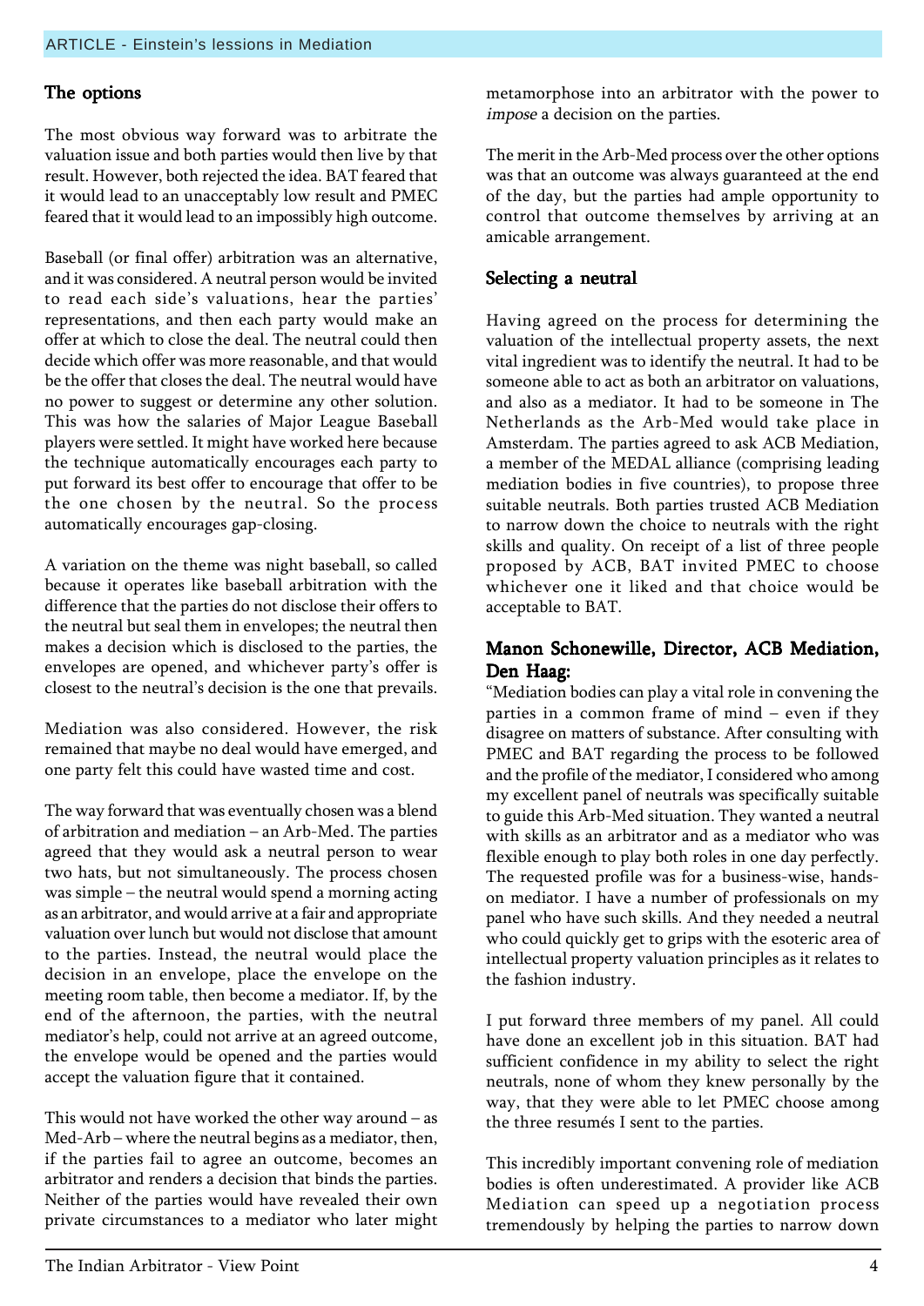## The options

The most obvious way forward was to arbitrate the valuation issue and both parties would then live by that result. However, both rejected the idea. BAT feared that it would lead to an unacceptably low result and PMEC feared that it would lead to an impossibly high outcome.

Baseball (or final offer) arbitration was an alternative, and it was considered. A neutral person would be invited to read each side's valuations, hear the parties' representations, and then each party would make an offer at which to close the deal. The neutral could then decide which offer was more reasonable, and that would be the offer that closes the deal. The neutral would have no power to suggest or determine any other solution. This was how the salaries of Major League Baseball players were settled. It might have worked here because the technique automatically encourages each party to put forward its best offer to encourage that offer to be the one chosen by the neutral. So the process automatically encourages gap-closing.

A variation on the theme was night baseball, so called because it operates like baseball arbitration with the difference that the parties do not disclose their offers to the neutral but seal them in envelopes; the neutral then makes a decision which is disclosed to the parties, the envelopes are opened, and whichever party's offer is closest to the neutral's decision is the one that prevails.

Mediation was also considered. However, the risk remained that maybe no deal would have emerged, and one party felt this could have wasted time and cost.

The way forward that was eventually chosen was a blend of arbitration and mediation – an Arb-Med. The parties agreed that they would ask a neutral person to wear two hats, but not simultaneously. The process chosen was simple – the neutral would spend a morning acting as an arbitrator, and would arrive at a fair and appropriate valuation over lunch but would not disclose that amount to the parties. Instead, the neutral would place the decision in an envelope, place the envelope on the meeting room table, then become a mediator. If, by the end of the afternoon, the parties, with the neutral mediator's help, could not arrive at an agreed outcome, the envelope would be opened and the parties would accept the valuation figure that it contained.

This would not have worked the other way around – as Med-Arb – where the neutral begins as a mediator, then, if the parties fail to agree an outcome, becomes an arbitrator and renders a decision that binds the parties. Neither of the parties would have revealed their own private circumstances to a mediator who later might metamorphose into an arbitrator with the power to *impose* a decision on the parties.

The merit in the Arb-Med process over the other options was that an outcome was always guaranteed at the end of the day, but the parties had ample opportunity to control that outcome themselves by arriving at an amicable arrangement.

## Selecting a neutral

Having agreed on the process for determining the valuation of the intellectual property assets, the next vital ingredient was to identify the neutral. It had to be someone able to act as both an arbitrator on valuations, and also as a mediator. It had to be someone in The Netherlands as the Arb-Med would take place in Amsterdam. The parties agreed to ask ACB Mediation, a member of the MEDAL alliance (comprising leading mediation bodies in five countries), to propose three suitable neutrals. Both parties trusted ACB Mediation to narrow down the choice to neutrals with the right skills and quality. On receipt of a list of three people proposed by ACB, BAT invited PMEC to choose whichever one it liked and that choice would be acceptable to BAT.

### Manon Schonewille, Director, ACB Mediation, Den Haag:

"Mediation bodies can play a vital role in convening the parties in a common frame of mind – even if they disagree on matters of substance. After consulting with PMEC and BAT regarding the process to be followed and the profile of the mediator, I considered who among my excellent panel of neutrals was specifically suitable to guide this Arb-Med situation. They wanted a neutral with skills as an arbitrator and as a mediator who was flexible enough to play both roles in one day perfectly. The requested profile was for a business-wise, hands-on mediator. I have a number of professionals on my panel who have such skills. And they needed a neutral who could quickly get to grips with the esoteric area of intellectual property valuation principles as it relates to the fashion industry.

I put forward three members of my panel. All could have done an excellent job in this situation. BAT had sufficient confidence in my ability to select the right neutrals, none of whom they knew personally by the way, that they were able to let PMEC choose among the three resumés I sent to the parties.

This incredibly important convening role of mediation bodies is often underestimated. A provider like ACB Mediation can speed up a negotiation process tremendously by helping the parties to narrow down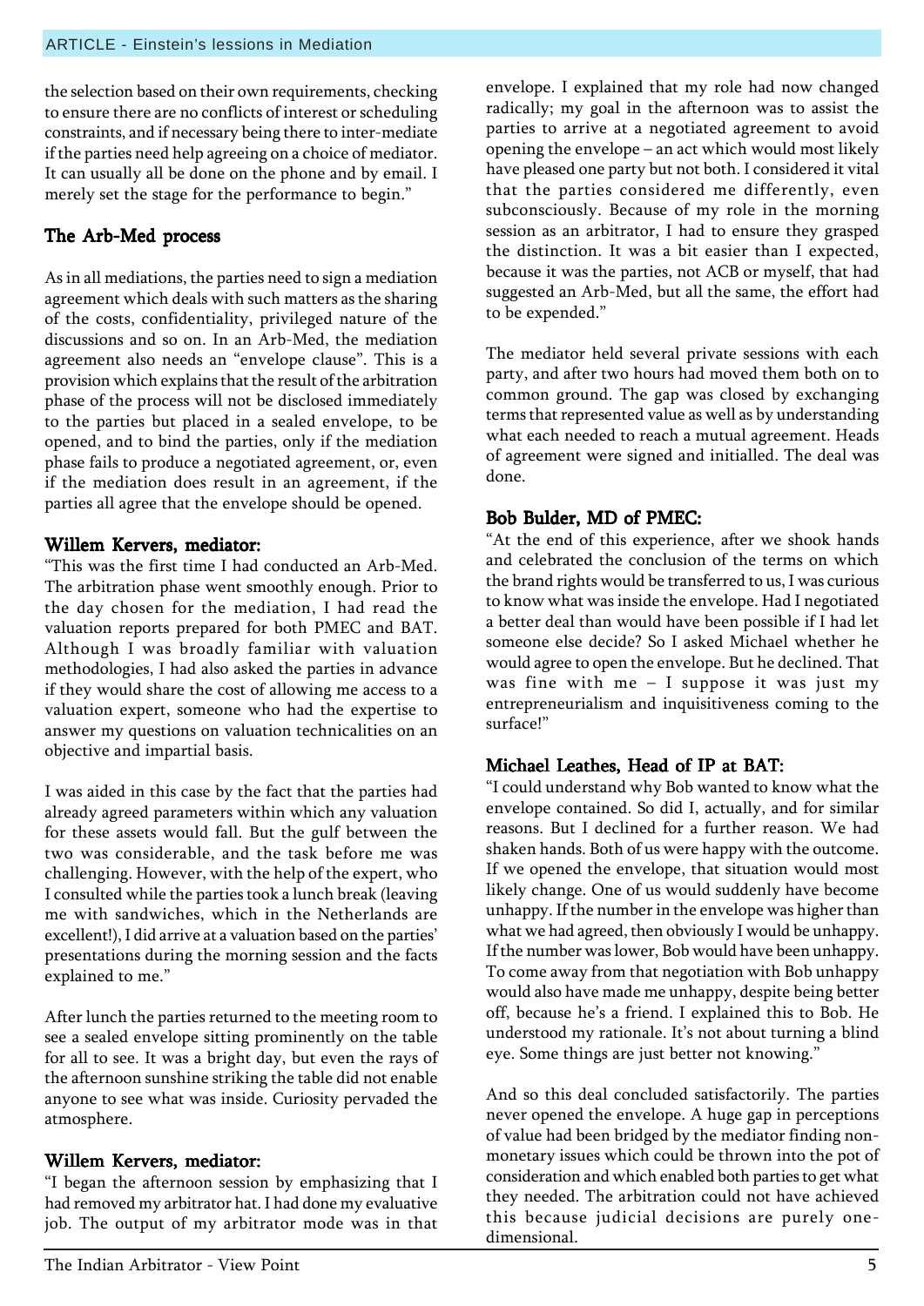the selection based on their own requirements, checking to ensure there are no conflicts of interest or scheduling constraints, and if necessary being there to inter-mediate if the parties need help agreeing on a choice of mediator. It can usually all be done on the phone and by email. I merely set the stage for the performance to begin."

## The Arb-Med process

As in all mediations, the parties need to sign a mediation agreement which deals with such matters as the sharing of the costs, confidentiality, privileged nature of the discussions and so on. In an Arb-Med, the mediation agreement also needs an "envelope clause". This is a provision which explains that the result of the arbitration phase of the process will not be disclosed immediately to the parties but placed in a sealed envelope, to be opened, and to bind the parties, only if the mediation phase fails to produce a negotiated agreement, or, even if the mediation does result in an agreement, if the parties all agree that the envelope should be opened.

### Willem Kervers, mediator:

"This was the first time I had conducted an Arb-Med. The arbitration phase went smoothly enough. Prior to the day chosen for the mediation, I had read the valuation reports prepared for both PMEC and BAT. Although I was broadly familiar with valuation methodologies, I had also asked the parties in advance if they would share the cost of allowing me access to a valuation expert, someone who had the expertise to answer my questions on valuation technicalities on an objective and impartial basis.

I was aided in this case by the fact that the parties had already agreed parameters within which any valuation for these assets would fall. But the gulf between the two was considerable, and the task before me was challenging. However, with the help of the expert, who I consulted while the parties took a lunch break (leaving me with sandwiches, which in the Netherlands are excellent!), I did arrive at a valuation based on the parties' presentations during the morning session and the facts explained to me."

After lunch the parties returned to the meeting room to see a sealed envelope sitting prominently on the table for all to see. It was a bright day, but even the rays of the afternoon sunshine striking the table did not enable anyone to see what was inside. Curiosity pervaded the atmosphere.

### Willem Kervers, mediator:

"I began the afternoon session by emphasizing that I had removed my arbitrator hat. I had done my evaluative job. The output of my arbitrator mode was in that envelope. I explained that my role had now changed radically; my goal in the afternoon was to assist the parties to arrive at a negotiated agreement to avoid opening the envelope – an act which would most likely have pleased one party but not both. I considered it vital that the parties considered me differently, even subconsciously. Because of my role in the morning session as an arbitrator, I had to ensure they grasped the distinction. It was a bit easier than I expected, because it was the parties, not ACB or myself, that had suggested an Arb-Med, but all the same, the effort had to be expended."

The mediator held several private sessions with each party, and after two hours had moved them both on to common ground. The gap was closed by exchanging terms that represented value as well as by understanding what each needed to reach a mutual agreement. Heads of agreement were signed and initialled. The deal was done.

### Bob Bulder, MD of PMEC:

"At the end of this experience, after we shook hands and celebrated the conclusion of the terms on which the brand rights would be transferred to us, I was curious to know what was inside the envelope. Had I negotiated a better deal than would have been possible if I had let someone else decide? So I asked Michael whether he would agree to open the envelope. But he declined. That was fine with me – I suppose it was just my entrepreneurialism and inquisitiveness coming to the surface!"

### Michael Leathes, Head of IP at BAT:

"I could understand why Bob wanted to know what the envelope contained. So did I, actually, and for similar reasons. But I declined for a further reason. We had shaken hands. Both of us were happy with the outcome. If we opened the envelope, that situation would most likely change. One of us would suddenly have become unhappy. If the number in the envelope was higher than what we had agreed, then obviously I would be unhappy. If the number was lower, Bob would have been unhappy. To come away from that negotiation with Bob unhappy would also have made me unhappy, despite being better off, because he's a friend. I explained this to Bob. He understood my rationale. It's not about turning a blind eye. Some things are just better not knowing."

And so this deal concluded satisfactorily. The parties never opened the envelope. A huge gap in perceptions of value had been bridged by the mediator finding non-monetary issues which could be thrown into the pot of consideration and which enabled both parties to get what they needed. The arbitration could not have achieved this because judicial decisions are purely one-dimensional.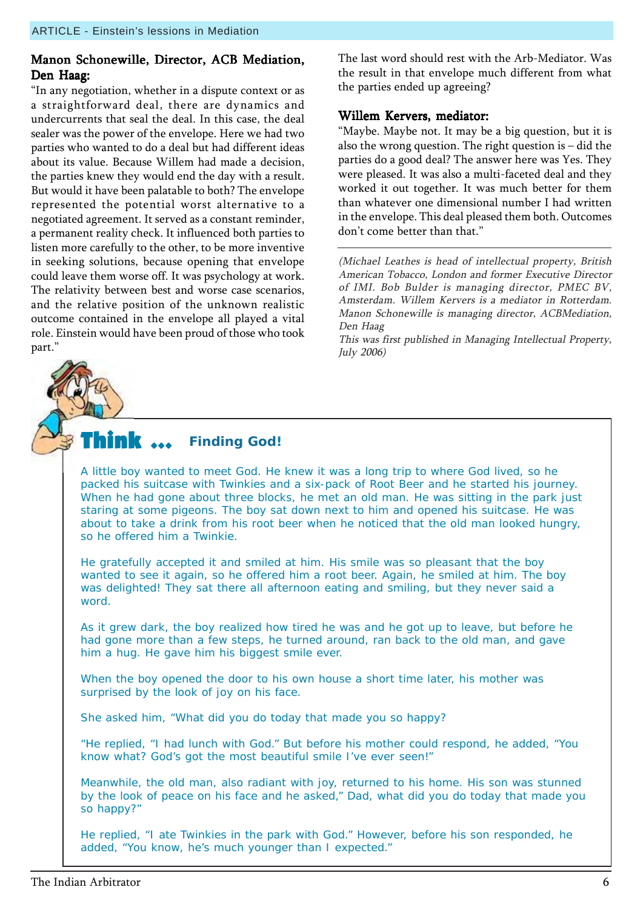**Manon Schonewille, Director, ACB Mediation, Den Haag:**

"In any negotiation, whether in a dispute context or as a straightforward deal, there are dynamics and undercurrents that seal the deal. In this case, the deal sealer was the power of the envelope. Here we had two parties who wanted to do a deal but had different ideas about its value. Because Willem had made a decision, the parties knew they would end the day with a result. But would it have been palatable to both? The envelope represented the potential worst alternative to a negotiated agreement. It served as a constant reminder, a permanent reality check. It influenced both parties to listen more carefully to the other, to be more inventive in seeking solutions, because opening that envelope could leave them worse off. It was psychology at work. The relativity between best and worse case scenarios, and the relative position of the unknown realistic outcome contained in the envelope all played a vital role. Einstein would have been proud of those who took part."

The last word should rest with the Arb-Mediator. Was the result in that envelope much different from what the parties ended up agreeing?

**Willem Kervers, mediator:**

"Maybe. Maybe not. It may be a big question, but it is also the wrong question. The right question is – did the parties do a good deal? The answer here was Yes. They were pleased. It was also a multi-faceted deal and they worked it out together. It was much better for them than whatever one dimensional number I had written in the envelope. This deal pleased them both. Outcomes don't come better than that."

---

*(Michael Leathes is head of intellectual property, British American Tobacco, London and former Executive Director of IMI. Bob Bulder is managing director, PMEC BV, Amsterdam. Willem Kervers is a mediator in Rotterdam. Manon Schonewille is managing director, ACBMediation, Den Haag*

*This was first published in Managing Intellectual Property, July 2006)*

## Think ... Finding God!

A little boy wanted to meet God. He knew it was a long trip to where God lived, so he packed his suitcase with Twinkies and a six-pack of Root Beer and he started his journey. When he had gone about three blocks, he met an old man. He was sitting in the park just staring at some pigeons. The boy sat down next to him and opened his suitcase. He was about to take a drink from his root beer when he noticed that the old man looked hungry, so he offered him a Twinkie.

He gratefully accepted it and smiled at him. His smile was so pleasant that the boy wanted to see it again, so he offered him a root beer. Again, he smiled at him. The boy was delighted! They sat there all afternoon eating and smiling, but they never said a word.

As it grew dark, the boy realized how tired he was and he got up to leave, but before he had gone more than a few steps, he turned around, ran back to the old man, and gave him a hug. He gave him his biggest smile ever.

When the boy opened the door to his own house a short time later, his mother was surprised by the look of joy on his face.

She asked him, "What did you do today that made you so happy?

"He replied, "I had lunch with God." But before his mother could respond, he added, "You know what? God's got the most beautiful smile I've ever seen!"

Meanwhile, the old man, also radiant with joy, returned to his home. His son was stunned by the look of peace on his face and he asked," Dad, what did you do today that made you so happy?"

He replied, "I ate Twinkies in the park with God." However, before his son responded, he added, "You know, he's much younger than I expected."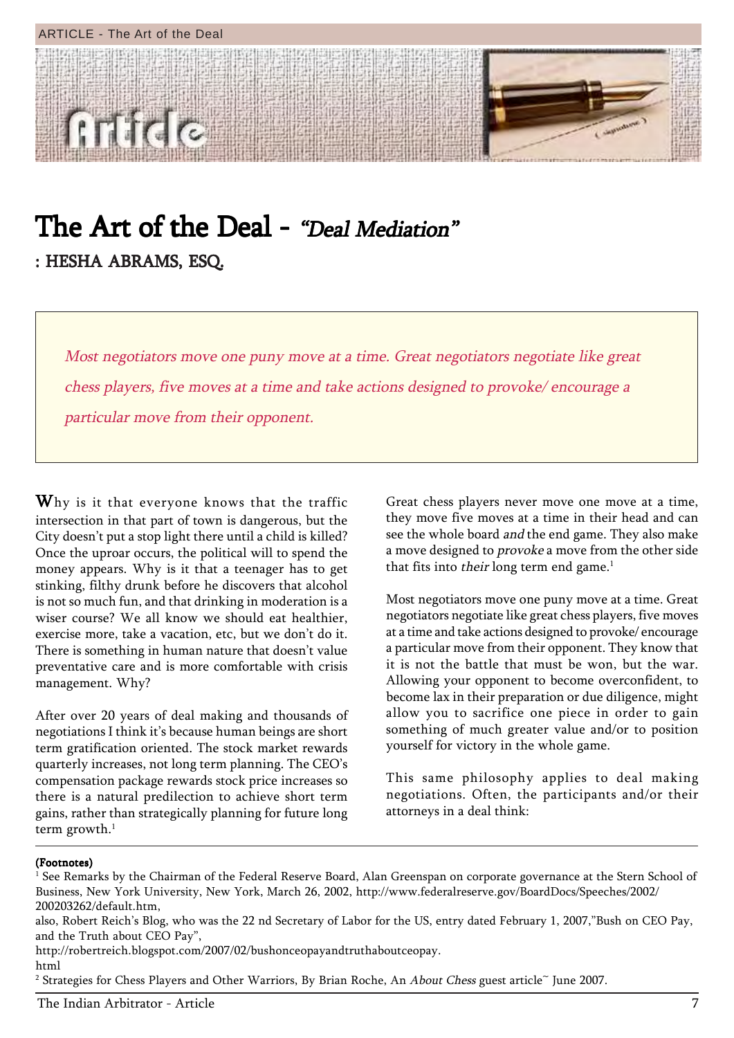# The Art of the Deal - *"Deal Mediation"*

## : HESHA ABRAMS, ESQ.

> *Most negotiators move one puny move at a time. Great negotiators negotiate like great chess players, five moves at a time and take actions designed to provoke/ encourage a particular move from their opponent.*

Why is it that everyone knows that the traffic intersection in that part of town is dangerous, but the City doesn't put a stop light there until a child is killed? Once the uproar occurs, the political will to spend the money appears. Why is it that a teenager has to get stinking, filthy drunk before he discovers that alcohol is not so much fun, and that drinking in moderation is a wiser course? We all know we should eat healthier, exercise more, take a vacation, etc, but we don't do it. There is something in human nature that doesn't value preventative care and is more comfortable with crisis management. Why?

After over 20 years of deal making and thousands of negotiations I think it's because human beings are short term gratification oriented. The stock market rewards quarterly increases, not long term planning. The CEO's compensation package rewards stock price increases so there is a natural predilection to achieve short term gains, rather than strategically planning for future long term growth.[1]

Great chess players never move one move at a time, they move five moves at a time in their head and can see the whole board *and* the end game. They also make a move designed to *provoke* a move from the other side that fits into *their* long term end game.[1]

Most negotiators move one puny move at a time. Great negotiators negotiate like great chess players, five moves at a time and take actions designed to provoke/ encourage a particular move from their opponent. They know that it is not the battle that must be won, but the war. Allowing your opponent to become overconfident, to become lax in their preparation or due diligence, might allow you to sacrifice one piece in order to gain something of much greater value and/or to position yourself for victory in the whole game.

This same philosophy applies to deal making negotiations. Often, the participants and/or their attorneys in a deal think:

---

**(Footnotes)**

[1] See Remarks by the Chairman of the Federal Reserve Board, Alan Greenspan on corporate governance at the Stern School of Business, New York University, New York, March 26, 2002, http://www.federalreserve.gov/BoardDocs/Speeches/2002/200203262/default.htm,

also, Robert Reich's Blog, who was the 22 nd Secretary of Labor for the US, entry dated February 1, 2007,"Bush on CEO Pay, and the Truth about CEO Pay",

http://robertreich.blogspot.com/2007/02/bushonceopayandtruthaboutceopay.html

[2] Strategies for Chess Players and Other Warriors, By Brian Roche, An *About Chess* guest article~ June 2007.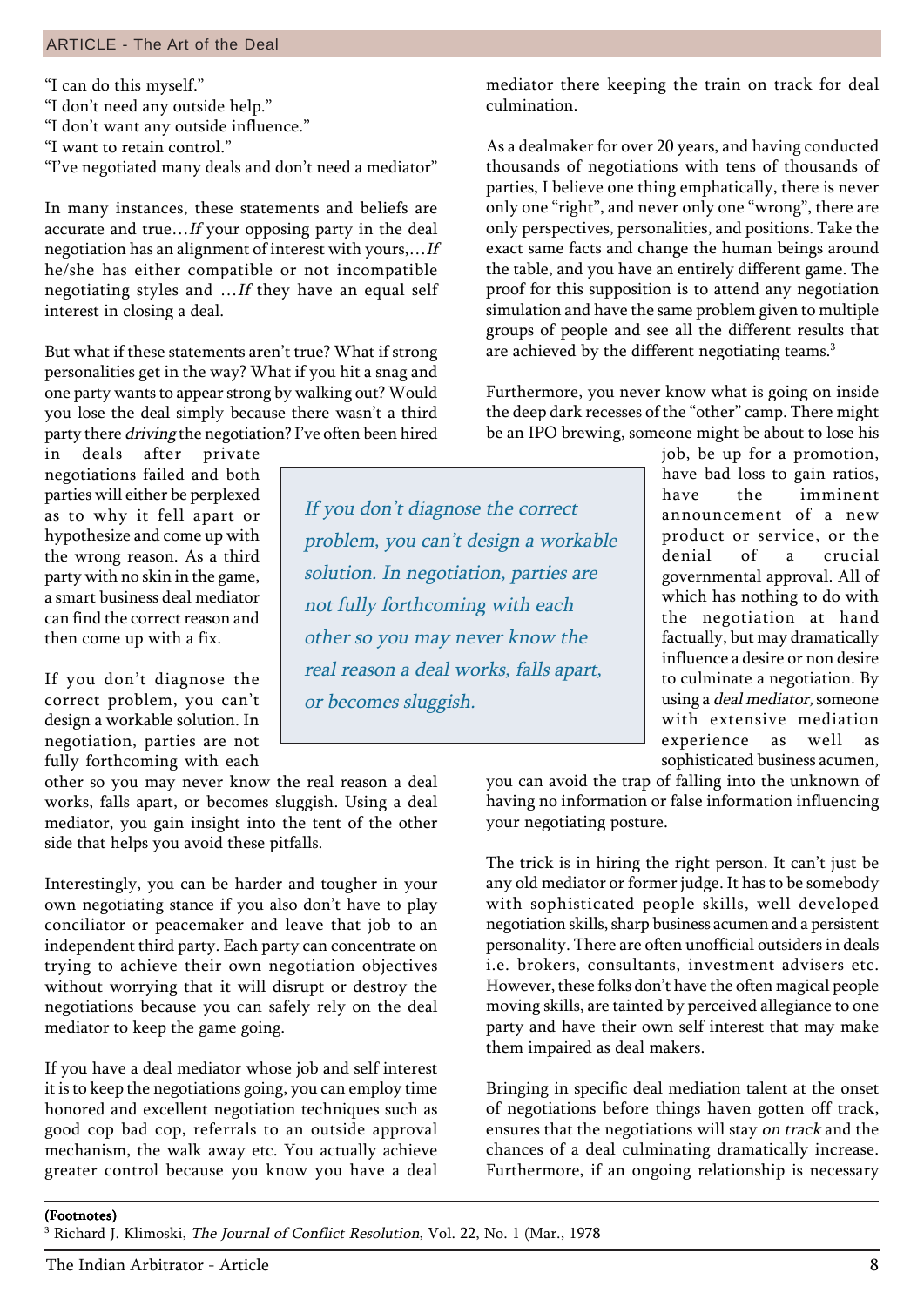"I can do this myself."
"I don't need any outside help."
"I don't want any outside influence."
"I want to retain control."
"I've negotiated many deals and don't need a mediator"

In many instances, these statements and beliefs are accurate and true…*If* your opposing party in the deal negotiation has an alignment of interest with yours,…*If* he/she has either compatible or not incompatible negotiating styles and …*If* they have an equal self interest in closing a deal.

But what if these statements aren't true? What if strong personalities get in the way? What if you hit a snag and one party wants to appear strong by walking out? Would you lose the deal simply because there wasn't a third party there *driving* the negotiation? I've often been hired in deals after private negotiations failed and both parties will either be perplexed as to why it fell apart or hypothesize and come up with the wrong reason. As a third party with no skin in the game, a smart business deal mediator can find the correct reason and then come up with a fix.

> *If you don't diagnose the correct problem, you can't design a workable solution. In negotiation, parties are not fully forthcoming with each other so you may never know the real reason a deal works, falls apart, or becomes sluggish.*

If you don't diagnose the correct problem, you can't design a workable solution. In negotiation, parties are not fully forthcoming with each other so you may never know the real reason a deal works, falls apart, or becomes sluggish. Using a deal mediator, you gain insight into the tent of the other side that helps you avoid these pitfalls.

Interestingly, you can be harder and tougher in your own negotiating stance if you also don't have to play conciliator or peacemaker and leave that job to an independent third party. Each party can concentrate on trying to achieve their own negotiation objectives without worrying that it will disrupt or destroy the negotiations because you can safely rely on the deal mediator to keep the game going.

If you have a deal mediator whose job and self interest it is to keep the negotiations going, you can employ time honored and excellent negotiation techniques such as good cop bad cop, referrals to an outside approval mechanism, the walk away etc. You actually achieve greater control because you know you have a deal mediator there keeping the train on track for deal culmination.

As a dealmaker for over 20 years, and having conducted thousands of negotiations with tens of thousands of parties, I believe one thing emphatically, there is never only one "right", and never only one "wrong", there are only perspectives, personalities, and positions. Take the exact same facts and change the human beings around the table, and you have an entirely different game. The proof for this supposition is to attend any negotiation simulation and have the same problem given to multiple groups of people and see all the different results that are achieved by the different negotiating teams.[3]

Furthermore, you never know what is going on inside the deep dark recesses of the "other" camp. There might be an IPO brewing, someone might be about to lose his job, be up for a promotion, have bad loss to gain ratios, have the imminent announcement of a new product or service, or the denial of a crucial governmental approval. All of which has nothing to do with the negotiation at hand factually, but may dramatically influence a desire or non desire to culminate a negotiation. By using a *deal mediator,* someone with extensive mediation experience as well as sophisticated business acumen, you can avoid the trap of falling into the unknown of having no information or false information influencing your negotiating posture.

The trick is in hiring the right person. It can't just be any old mediator or former judge. It has to be somebody with sophisticated people skills, well developed negotiation skills, sharp business acumen and a persistent personality. There are often unofficial outsiders in deals i.e. brokers, consultants, investment advisers etc. However, these folks don't have the often magical people moving skills, are tainted by perceived allegiance to one party and have their own self interest that may make them impaired as deal makers.

Bringing in specific deal mediation talent at the onset of negotiations before things haven gotten off track, ensures that the negotiations will stay *on track* and the chances of a deal culminating dramatically increase. Furthermore, if an ongoing relationship is necessary

**(Footnotes)**

[3] Richard J. Klimoski, *The Journal of Conflict Resolution*, Vol. 22, No. 1 (Mar., 1978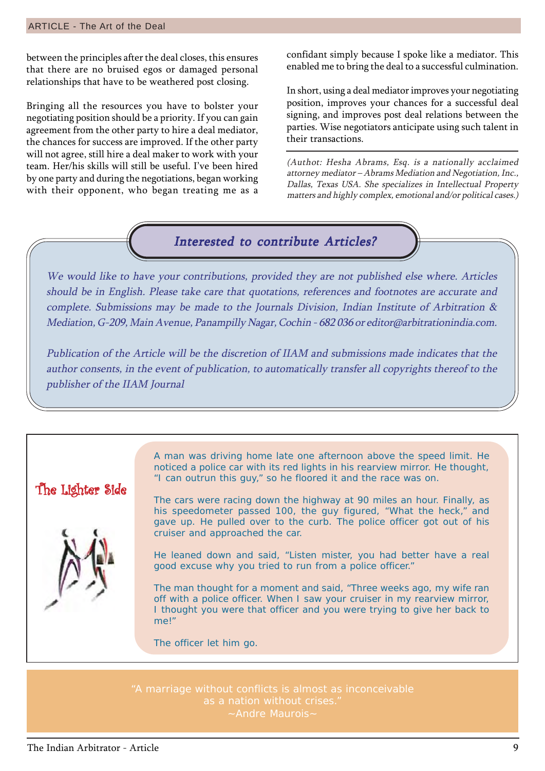between the principles after the deal closes, this ensures that there are no bruised egos or damaged personal relationships that have to be weathered post closing.

Bringing all the resources you have to bolster your negotiating position should be a priority. If you can gain agreement from the other party to hire a deal mediator, the chances for success are improved. If the other party will not agree, still hire a deal maker to work with your team. Her/his skills will still be useful. I've been hired by one party and during the negotiations, began working with their opponent, who began treating me as a confidant simply because I spoke like a mediator. This enabled me to bring the deal to a successful culmination.

In short, using a deal mediator improves your negotiating position, improves your chances for a successful deal signing, and improves post deal relations between the parties. Wise negotiators anticipate using such talent in their transactions.

*(Authot: Hesha Abrams, Esq. is a nationally acclaimed attorney mediator – Abrams Mediation and Negotiation, Inc., Dallas, Texas USA. She specializes in Intellectual Property matters and highly complex, emotional and/or political cases.)*

## *Interested to contribute Articles?*

*We would like to have your contributions, provided they are not published else where. Articles should be in English. Please take care that quotations, references and footnotes are accurate and complete. Submissions may be made to the Journals Division, Indian Institute of Arbitration & Mediation, G-209, Main Avenue, Panampilly Nagar, Cochin - 682 036 or editor@arbitrationindia.com.*

*Publication of the Article will be the discretion of IIAM and submissions made indicates that the author consents, in the event of publication, to automatically transfer all copyrights thereof to the publisher of the IIAM Journal*

## The Lighter Side

A man was driving home late one afternoon above the speed limit. He noticed a police car with its red lights in his rearview mirror. He thought, "I can outrun this guy," so he floored it and the race was on.

The cars were racing down the highway at 90 miles an hour. Finally, as his speedometer passed 100, the guy figured, "What the heck," and gave up. He pulled over to the curb. The police officer got out of his cruiser and approached the car.

He leaned down and said, "Listen mister, you had better have a real good excuse why you tried to run from a police officer."

The man thought for a moment and said, "Three weeks ago, my wife ran off with a police officer. When I saw your cruiser in my rearview mirror, I thought you were that officer and you were trying to give her back to me!"

The officer let him go.

"A marriage without conflicts is almost as inconceivable as a nation without crises."
~Andre Maurois~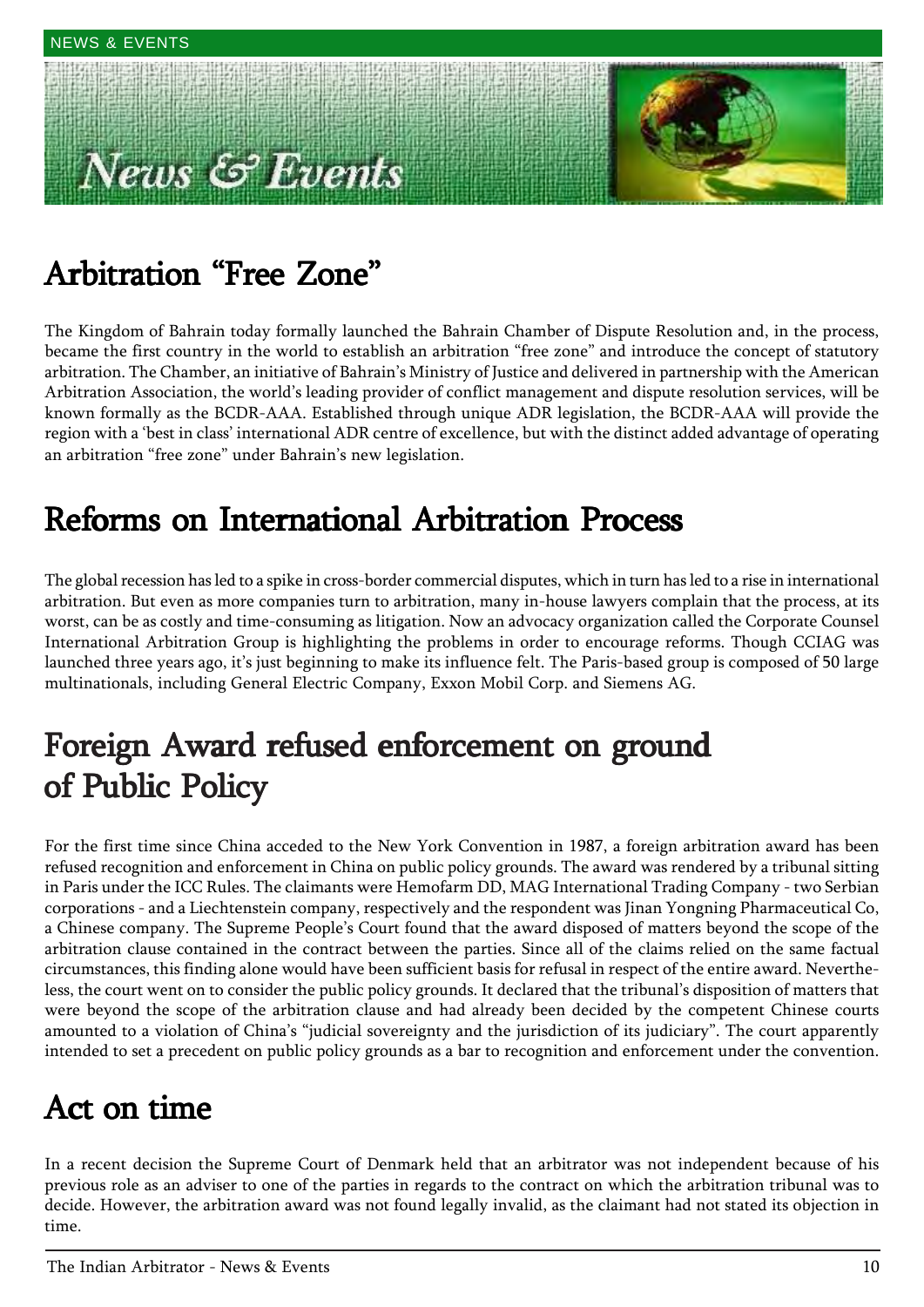## Arbitration "Free Zone"

The Kingdom of Bahrain today formally launched the Bahrain Chamber of Dispute Resolution and, in the process, became the first country in the world to establish an arbitration "free zone" and introduce the concept of statutory arbitration. The Chamber, an initiative of Bahrain's Ministry of Justice and delivered in partnership with the American Arbitration Association, the world's leading provider of conflict management and dispute resolution services, will be known formally as the BCDR-AAA. Established through unique ADR legislation, the BCDR-AAA will provide the region with a 'best in class' international ADR centre of excellence, but with the distinct added advantage of operating an arbitration "free zone" under Bahrain's new legislation.

## Reforms on International Arbitration Process

The global recession has led to a spike in cross-border commercial disputes, which in turn has led to a rise in international arbitration. But even as more companies turn to arbitration, many in-house lawyers complain that the process, at its worst, can be as costly and time-consuming as litigation. Now an advocacy organization called the Corporate Counsel International Arbitration Group is highlighting the problems in order to encourage reforms. Though CCIAG was launched three years ago, it's just beginning to make its influence felt. The Paris-based group is composed of 50 large multinationals, including General Electric Company, Exxon Mobil Corp. and Siemens AG.

## Foreign Award refused enforcement on ground of Public Policy

For the first time since China acceded to the New York Convention in 1987, a foreign arbitration award has been refused recognition and enforcement in China on public policy grounds. The award was rendered by a tribunal sitting in Paris under the ICC Rules. The claimants were Hemofarm DD, MAG International Trading Company - two Serbian corporations - and a Liechtenstein company, respectively and the respondent was Jinan Yongning Pharmaceutical Co, a Chinese company. The Supreme People's Court found that the award disposed of matters beyond the scope of the arbitration clause contained in the contract between the parties. Since all of the claims relied on the same factual circumstances, this finding alone would have been sufficient basis for refusal in respect of the entire award. Nevertheless, the court went on to consider the public policy grounds. It declared that the tribunal's disposition of matters that were beyond the scope of the arbitration clause and had already been decided by the competent Chinese courts amounted to a violation of China's "judicial sovereignty and the jurisdiction of its judiciary". The court apparently intended to set a precedent on public policy grounds as a bar to recognition and enforcement under the convention.

## Act on time

In a recent decision the Supreme Court of Denmark held that an arbitrator was not independent because of his previous role as an adviser to one of the parties in regards to the contract on which the arbitration tribunal was to decide. However, the arbitration award was not found legally invalid, as the claimant had not stated its objection in time.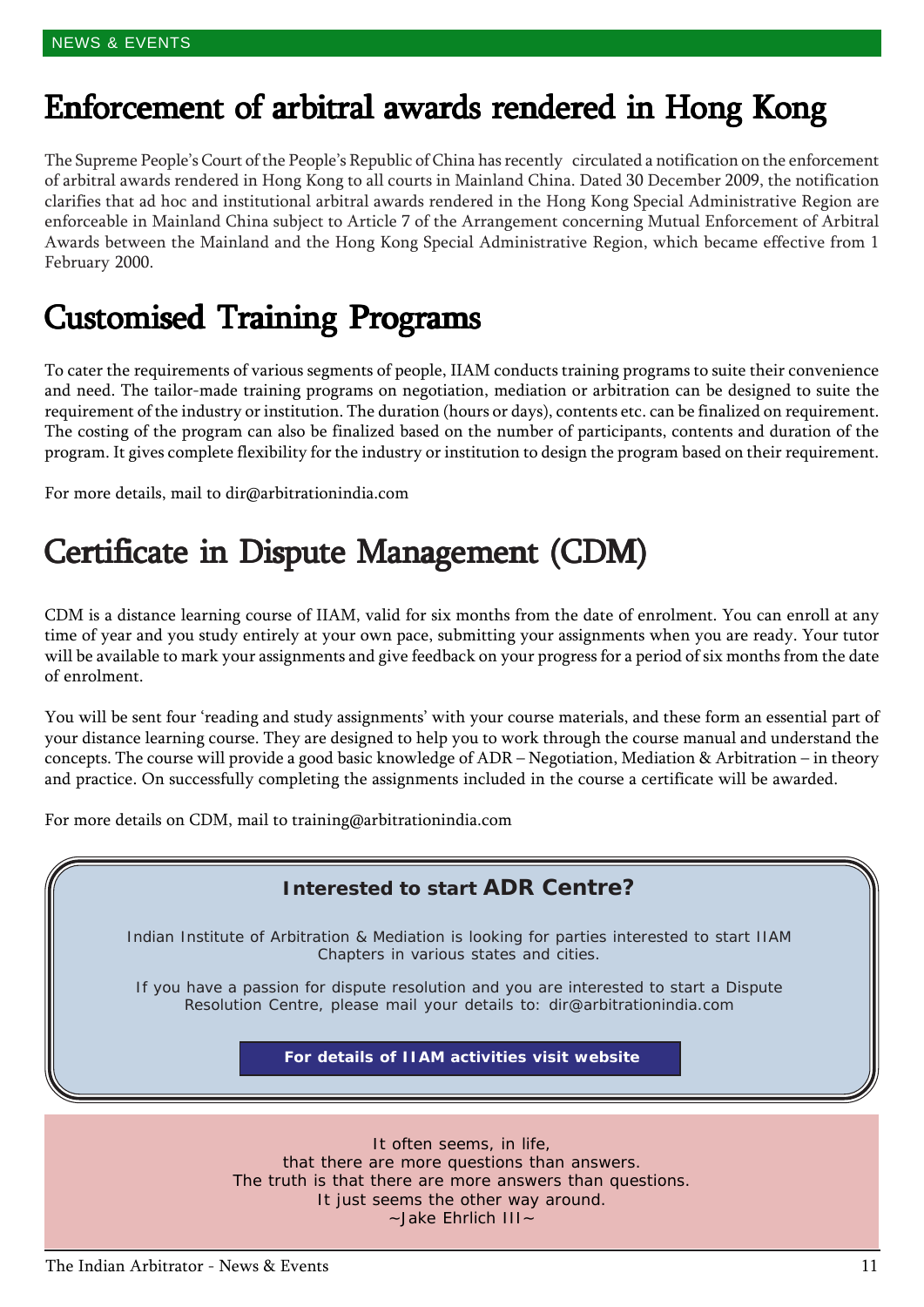NEWS & EVENTS

# Enforcement of arbitral awards rendered in Hong Kong

The Supreme People's Court of the People's Republic of China has recently circulated a notification on the enforcement of arbitral awards rendered in Hong Kong to all courts in Mainland China. Dated 30 December 2009, the notification clarifies that ad hoc and institutional arbitral awards rendered in the Hong Kong Special Administrative Region are enforceable in Mainland China subject to Article 7 of the Arrangement concerning Mutual Enforcement of Arbitral Awards between the Mainland and the Hong Kong Special Administrative Region, which became effective from 1 February 2000.

# Customised Training Programs

To cater the requirements of various segments of people, IIAM conducts training programs to suite their convenience and need. The tailor-made training programs on negotiation, mediation or arbitration can be designed to suite the requirement of the industry or institution. The duration (hours or days), contents etc. can be finalized on requirement. The costing of the program can also be finalized based on the number of participants, contents and duration of the program. It gives complete flexibility for the industry or institution to design the program based on their requirement.

For more details, mail to dir@arbitrationindia.com

# Certificate in Dispute Management (CDM)

CDM is a distance learning course of IIAM, valid for six months from the date of enrolment. You can enroll at any time of year and you study entirely at your own pace, submitting your assignments when you are ready. Your tutor will be available to mark your assignments and give feedback on your progress for a period of six months from the date of enrolment.

You will be sent four 'reading and study assignments' with your course materials, and these form an essential part of your distance learning course. They are designed to help you to work through the course manual and understand the concepts. The course will provide a good basic knowledge of ADR – Negotiation, Mediation & Arbitration – in theory and practice. On successfully completing the assignments included in the course a certificate will be awarded.

For more details on CDM, mail to training@arbitrationindia.com

**Interested to start ADR Centre?**

Indian Institute of Arbitration & Mediation is looking for parties interested to start IIAM Chapters in various states and cities.

If you have a passion for dispute resolution and you are interested to start a Dispute Resolution Centre, please mail your details to: dir@arbitrationindia.com

**For details of IIAM activities visit website**

It often seems, in life,
that there are more questions than answers.
The truth is that there are more answers than questions.
It just seems the other way around.
~Jake Ehrlich III~